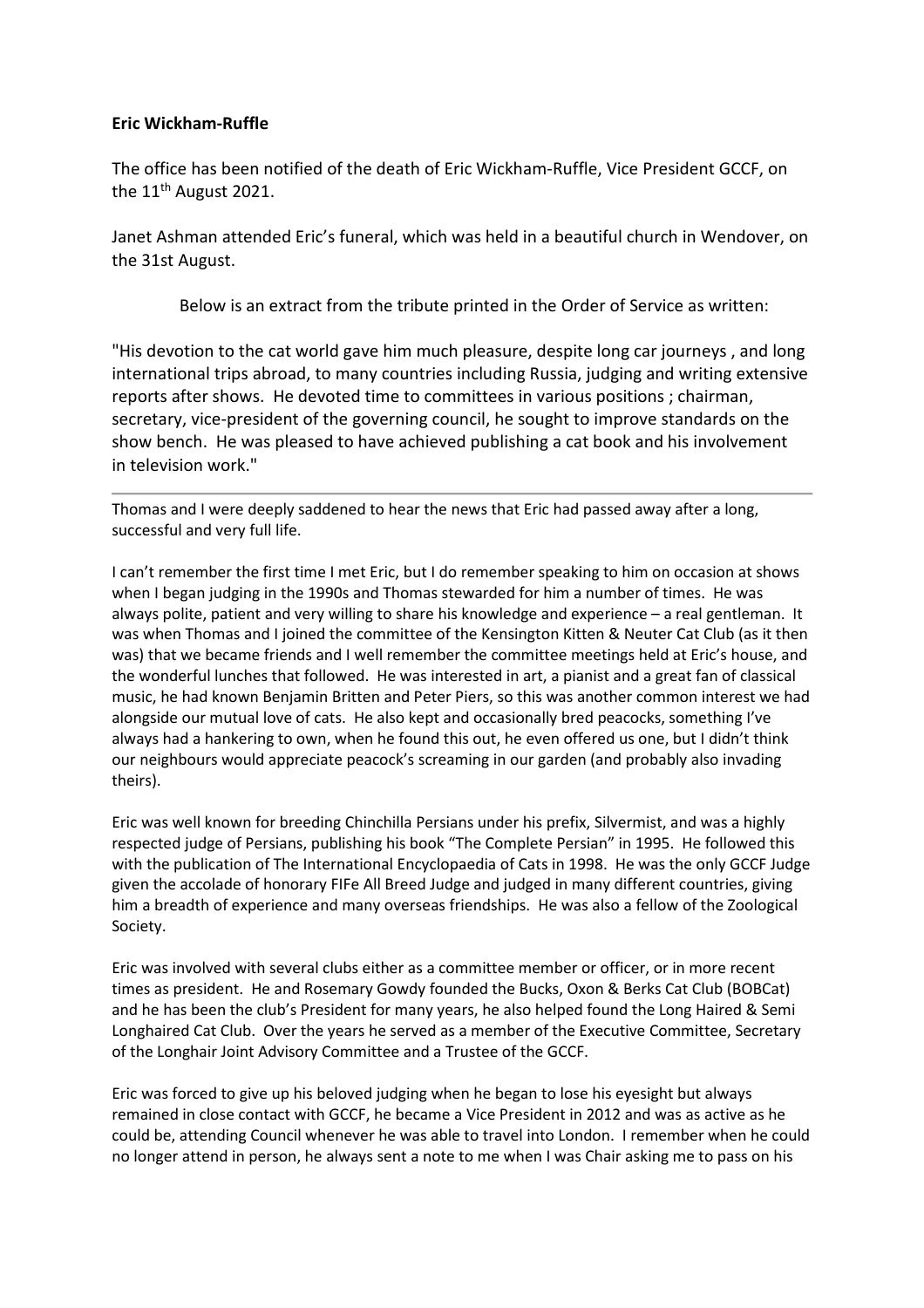**Eric Wickham-Ruffle**

The office has been notified of the death of Eric Wickham-Ruffle, Vice President GCCF, on the 11th August 2021.

Janet Ashman attended Eric's funeral, which was held in a beautiful church in Wendover, on the 31st August.

Below is an extract from the tribute printed in the Order of Service as written:

"His devotion to the cat world gave him much pleasure, despite long car journeys , and long international trips abroad, to many countries including Russia, judging and writing extensive reports after shows. He devoted time to committees in various positions ; chairman, secretary, vice-president of the governing council, he sought to improve standards on the show bench. He was pleased to have achieved publishing a cat book and his involvement in television work."

---

Thomas and I were deeply saddened to hear the news that Eric had passed away after a long, successful and very full life.

I can't remember the first time I met Eric, but I do remember speaking to him on occasion at shows when I began judging in the 1990s and Thomas stewarded for him a number of times. He was always polite, patient and very willing to share his knowledge and experience – a real gentleman. It was when Thomas and I joined the committee of the Kensington Kitten & Neuter Cat Club (as it then was) that we became friends and I well remember the committee meetings held at Eric's house, and the wonderful lunches that followed. He was interested in art, a pianist and a great fan of classical music, he had known Benjamin Britten and Peter Piers, so this was another common interest we had alongside our mutual love of cats. He also kept and occasionally bred peacocks, something I've always had a hankering to own, when he found this out, he even offered us one, but I didn't think our neighbours would appreciate peacock's screaming in our garden (and probably also invading theirs).

Eric was well known for breeding Chinchilla Persians under his prefix, Silvermist, and was a highly respected judge of Persians, publishing his book "The Complete Persian" in 1995. He followed this with the publication of The International Encyclopaedia of Cats in 1998. He was the only GCCF Judge given the accolade of honorary FIFe All Breed Judge and judged in many different countries, giving him a breadth of experience and many overseas friendships. He was also a fellow of the Zoological Society.

Eric was involved with several clubs either as a committee member or officer, or in more recent times as president. He and Rosemary Gowdy founded the Bucks, Oxon & Berks Cat Club (BOBCat) and he has been the club's President for many years, he also helped found the Long Haired & Semi Longhaired Cat Club. Over the years he served as a member of the Executive Committee, Secretary of the Longhair Joint Advisory Committee and a Trustee of the GCCF.

Eric was forced to give up his beloved judging when he began to lose his eyesight but always remained in close contact with GCCF, he became a Vice President in 2012 and was as active as he could be, attending Council whenever he was able to travel into London. I remember when he could no longer attend in person, he always sent a note to me when I was Chair asking me to pass on his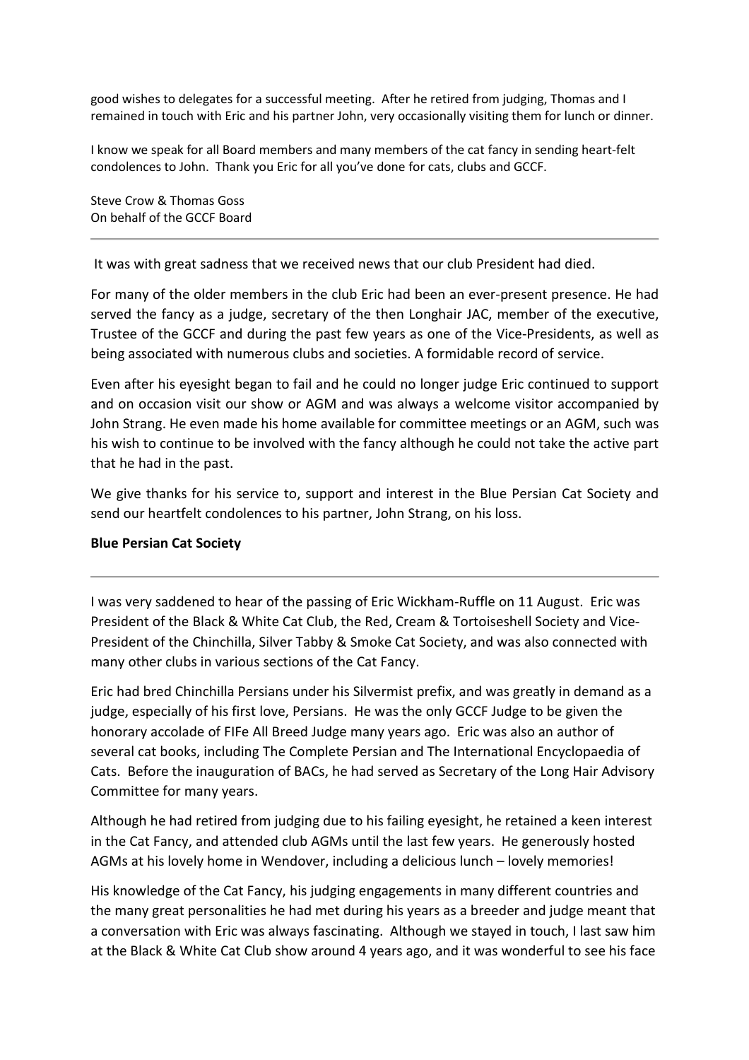good wishes to delegates for a successful meeting. After he retired from judging, Thomas and I remained in touch with Eric and his partner John, very occasionally visiting them for lunch or dinner.

I know we speak for all Board members and many members of the cat fancy in sending heart-felt condolences to John. Thank you Eric for all you've done for cats, clubs and GCCF.

Steve Crow & Thomas Goss
On behalf of the GCCF Board

---

It was with great sadness that we received news that our club President had died.

For many of the older members in the club Eric had been an ever-present presence. He had served the fancy as a judge, secretary of the then Longhair JAC, member of the executive, Trustee of the GCCF and during the past few years as one of the Vice-Presidents, as well as being associated with numerous clubs and societies. A formidable record of service.

Even after his eyesight began to fail and he could no longer judge Eric continued to support and on occasion visit our show or AGM and was always a welcome visitor accompanied by John Strang. He even made his home available for committee meetings or an AGM, such was his wish to continue to be involved with the fancy although he could not take the active part that he had in the past.

We give thanks for his service to, support and interest in the Blue Persian Cat Society and send our heartfelt condolences to his partner, John Strang, on his loss.

**Blue Persian Cat Society**

---

I was very saddened to hear of the passing of Eric Wickham-Ruffle on 11 August. Eric was President of the Black & White Cat Club, the Red, Cream & Tortoiseshell Society and Vice-President of the Chinchilla, Silver Tabby & Smoke Cat Society, and was also connected with many other clubs in various sections of the Cat Fancy.

Eric had bred Chinchilla Persians under his Silvermist prefix, and was greatly in demand as a judge, especially of his first love, Persians. He was the only GCCF Judge to be given the honorary accolade of FIFe All Breed Judge many years ago. Eric was also an author of several cat books, including The Complete Persian and The International Encyclopaedia of Cats. Before the inauguration of BACs, he had served as Secretary of the Long Hair Advisory Committee for many years.

Although he had retired from judging due to his failing eyesight, he retained a keen interest in the Cat Fancy, and attended club AGMs until the last few years. He generously hosted AGMs at his lovely home in Wendover, including a delicious lunch – lovely memories!

His knowledge of the Cat Fancy, his judging engagements in many different countries and the many great personalities he had met during his years as a breeder and judge meant that a conversation with Eric was always fascinating. Although we stayed in touch, I last saw him at the Black & White Cat Club show around 4 years ago, and it was wonderful to see his face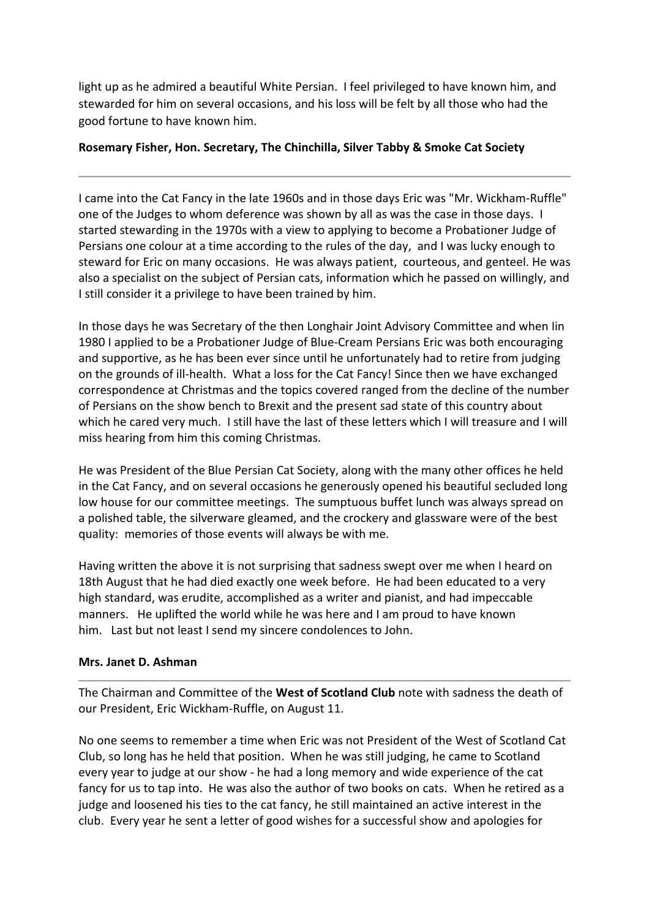light up as he admired a beautiful White Persian. I feel privileged to have known him, and stewarded for him on several occasions, and his loss will be felt by all those who had the good fortune to have known him.

**Rosemary Fisher, Hon. Secretary, The Chinchilla, Silver Tabby & Smoke Cat Society**

---

I came into the Cat Fancy in the late 1960s and in those days Eric was "Mr. Wickham-Ruffle" one of the Judges to whom deference was shown by all as was the case in those days. I started stewarding in the 1970s with a view to applying to become a Probationer Judge of Persians one colour at a time according to the rules of the day, and I was lucky enough to steward for Eric on many occasions. He was always patient, courteous, and genteel. He was also a specialist on the subject of Persian cats, information which he passed on willingly, and I still consider it a privilege to have been trained by him.

In those days he was Secretary of the then Longhair Joint Advisory Committee and when Iin 1980 I applied to be a Probationer Judge of Blue-Cream Persians Eric was both encouraging and supportive, as he has been ever since until he unfortunately had to retire from judging on the grounds of ill-health. What a loss for the Cat Fancy! Since then we have exchanged correspondence at Christmas and the topics covered ranged from the decline of the number of Persians on the show bench to Brexit and the present sad state of this country about which he cared very much. I still have the last of these letters which I will treasure and I will miss hearing from him this coming Christmas.

He was President of the Blue Persian Cat Society, along with the many other offices he held in the Cat Fancy, and on several occasions he generously opened his beautiful secluded long low house for our committee meetings. The sumptuous buffet lunch was always spread on a polished table, the silverware gleamed, and the crockery and glassware were of the best quality: memories of those events will always be with me.

Having written the above it is not surprising that sadness swept over me when I heard on 18th August that he had died exactly one week before. He had been educated to a very high standard, was erudite, accomplished as a writer and pianist, and had impeccable manners. He uplifted the world while he was here and I am proud to have known him. Last but not least I send my sincere condolences to John.

**Mrs. Janet D. Ashman**

---

The Chairman and Committee of the **West of Scotland Club** note with sadness the death of our President, Eric Wickham-Ruffle, on August 11.

No one seems to remember a time when Eric was not President of the West of Scotland Cat Club, so long has he held that position. When he was still judging, he came to Scotland every year to judge at our show - he had a long memory and wide experience of the cat fancy for us to tap into. He was also the author of two books on cats. When he retired as a judge and loosened his ties to the cat fancy, he still maintained an active interest in the club. Every year he sent a letter of good wishes for a successful show and apologies for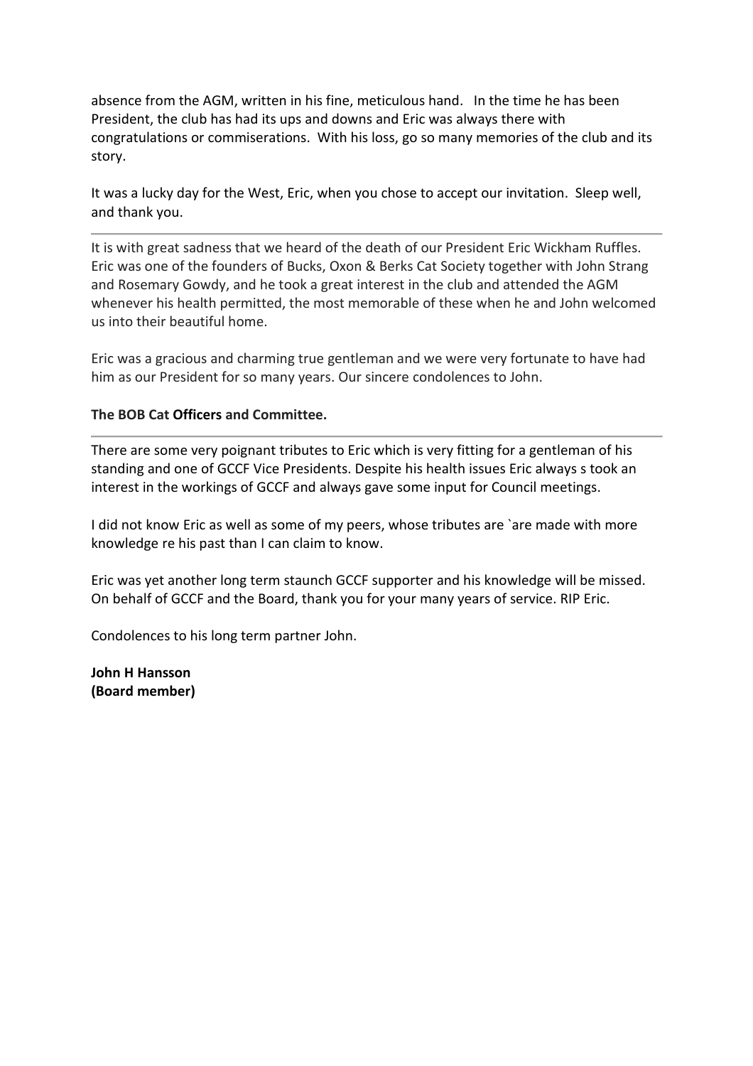absence from the AGM, written in his fine, meticulous hand. In the time he has been President, the club has had its ups and downs and Eric was always there with congratulations or commiserations. With his loss, go so many memories of the club and its story.

It was a lucky day for the West, Eric, when you chose to accept our invitation. Sleep well, and thank you.

---

It is with great sadness that we heard of the death of our President Eric Wickham Ruffles. Eric was one of the founders of Bucks, Oxon & Berks Cat Society together with John Strang and Rosemary Gowdy, and he took a great interest in the club and attended the AGM whenever his health permitted, the most memorable of these when he and John welcomed us into their beautiful home.

Eric was a gracious and charming true gentleman and we were very fortunate to have had him as our President for so many years. Our sincere condolences to John.

**The BOB Cat Officers and Committee.**

---

There are some very poignant tributes to Eric which is very fitting for a gentleman of his standing and one of GCCF Vice Presidents. Despite his health issues Eric always s took an interest in the workings of GCCF and always gave some input for Council meetings.

I did not know Eric as well as some of my peers, whose tributes are `are made with more knowledge re his past than I can claim to know.

Eric was yet another long term staunch GCCF supporter and his knowledge will be missed. On behalf of GCCF and the Board, thank you for your many years of service. RIP Eric.

Condolences to his long term partner John.

**John H Hansson**
**(Board member)**